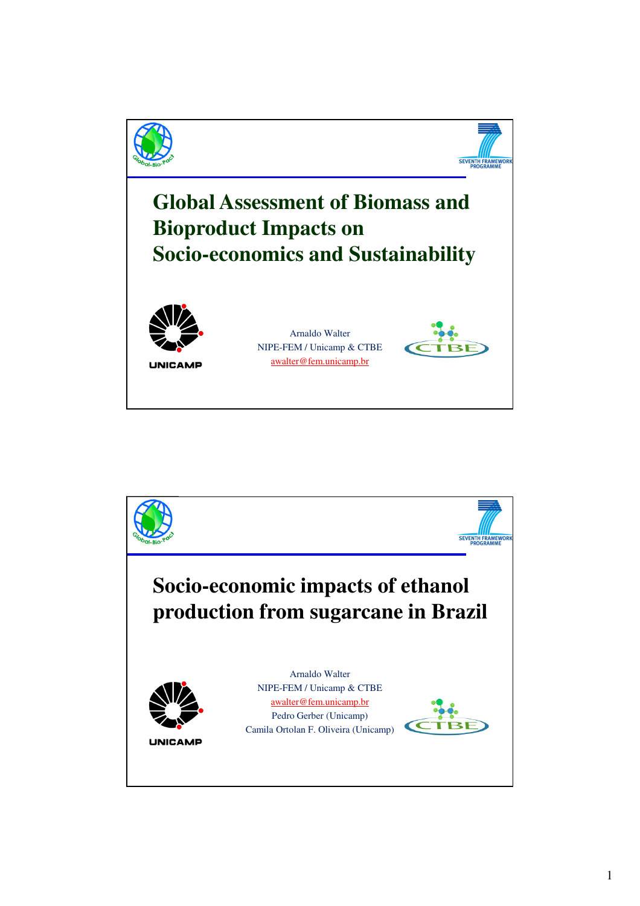# Global Assessment of Biomass and Bioproduct Impacts on Socio-economics and Sustainability

Arnaldo Walter
NIPE-FEM / Unicamp & CTBE
awalter@fem.unicamp.br

# Socio-economic impacts of ethanol production from sugarcane in Brazil

Arnaldo Walter
NIPE-FEM / Unicamp & CTBE
awalter@fem.unicamp.br
Pedro Gerber (Unicamp)
Camila Ortolan F. Oliveira (Unicamp)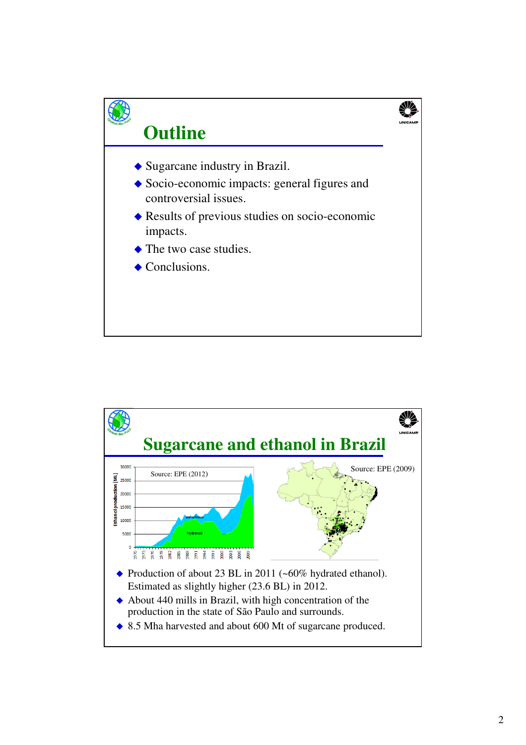# Outline

- Sugarcane industry in Brazil.
- Socio-economic impacts: general figures and controversial issues.
- Results of previous studies on socio-economic impacts.
- The two case studies.
- Conclusions.

# Sugarcane and ethanol in Brazil

Source: EPE (2012)

Source: EPE (2009)

- Production of about 23 BL in 2011 (~60% hydrated ethanol). Estimated as slightly higher (23.6 BL) in 2012.
- About 440 mills in Brazil, with high concentration of the production in the state of São Paulo and surrounds.
- 8.5 Mha harvested and about 600 Mt of sugarcane produced.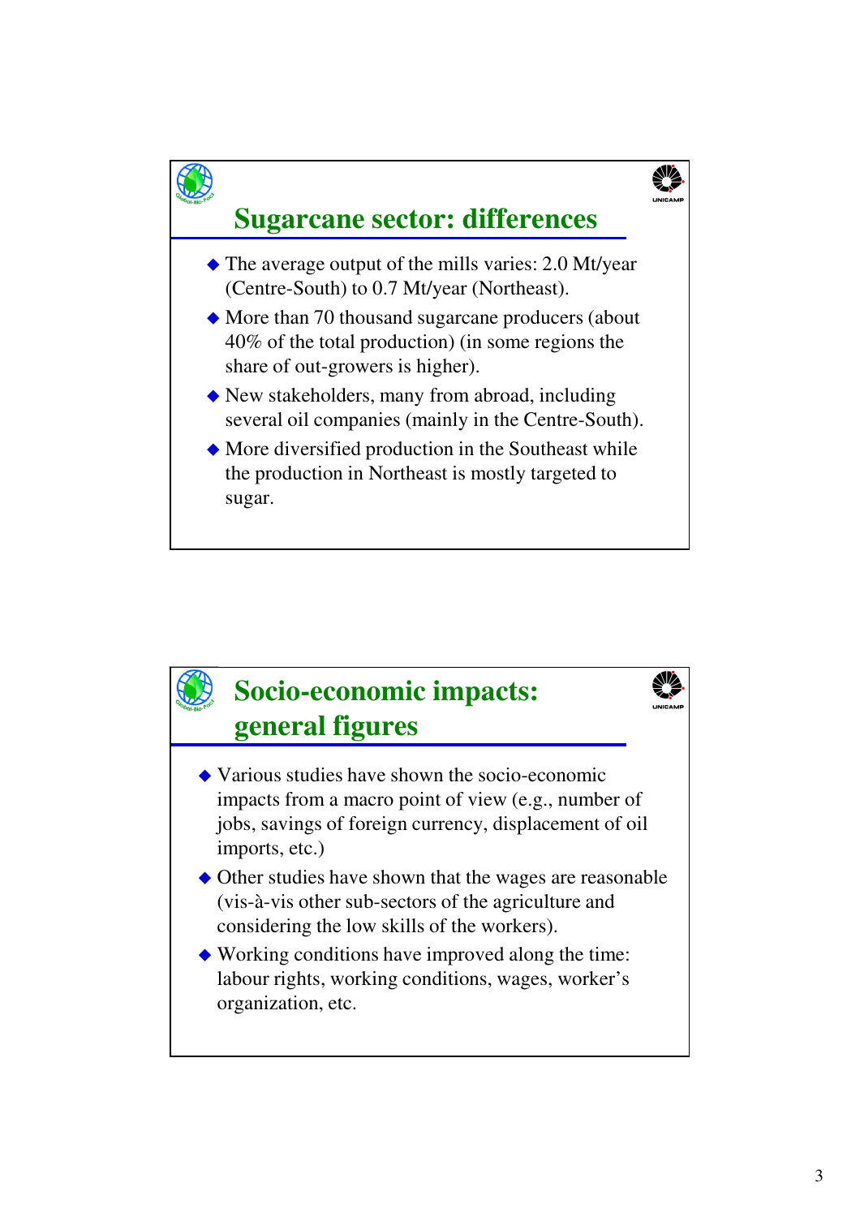## Sugarcane sector: differences

- The average output of the mills varies: 2.0 Mt/year (Centre-South) to 0.7 Mt/year (Northeast).
- More than 70 thousand sugarcane producers (about 40% of the total production) (in some regions the share of out-growers is higher).
- New stakeholders, many from abroad, including several oil companies (mainly in the Centre-South).
- More diversified production in the Southeast while the production in Northeast is mostly targeted to sugar.

## Socio-economic impacts: general figures

- Various studies have shown the socio-economic impacts from a macro point of view (e.g., number of jobs, savings of foreign currency, displacement of oil imports, etc.)
- Other studies have shown that the wages are reasonable (vis-à-vis other sub-sectors of the agriculture and considering the low skills of the workers).
- Working conditions have improved along the time: labour rights, working conditions, wages, worker's organization, etc.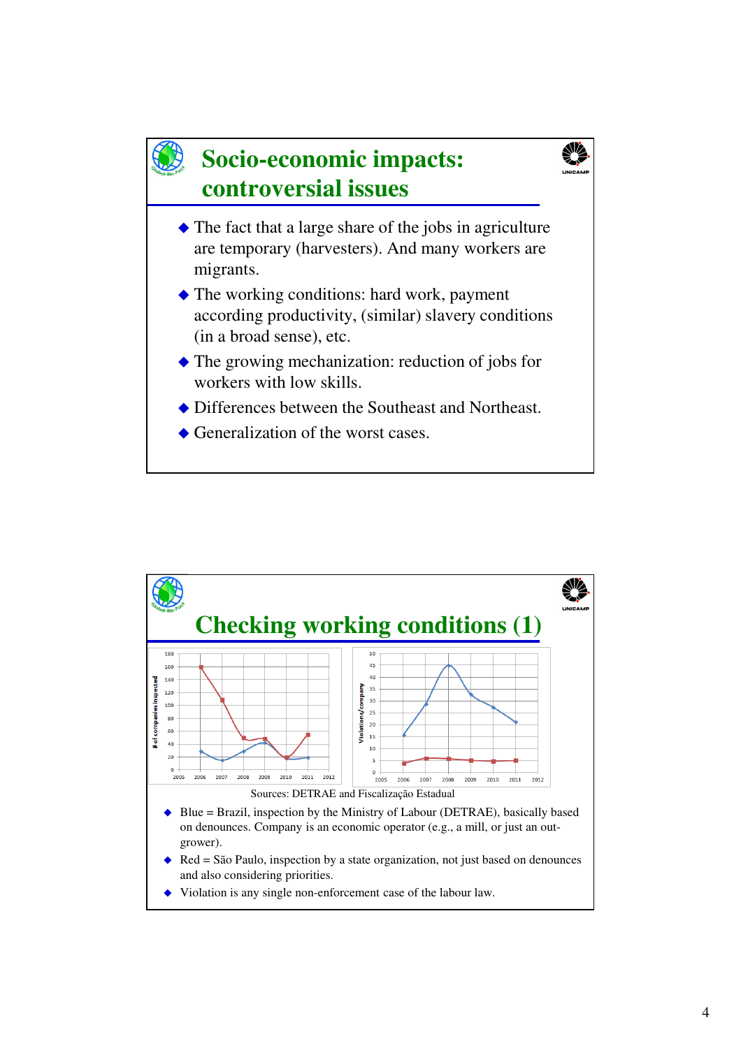## Socio-economic impacts: controversial issues

- The fact that a large share of the jobs in agriculture are temporary (harvesters). And many workers are migrants.
- The working conditions: hard work, payment according productivity, (similar) slavery conditions (in a broad sense), etc.
- The growing mechanization: reduction of jobs for workers with low skills.
- Differences between the Southeast and Northeast.
- Generalization of the worst cases.

## Checking working conditions (1)

Sources: DETRAE and Fiscalização Estadual

- Blue = Brazil, inspection by the Ministry of Labour (DETRAE), basically based on denounces. Company is an economic operator (e.g., a mill, or just an out-grower).
- Red = São Paulo, inspection by a state organization, not just based on denounces and also considering priorities.
- Violation is any single non-enforcement case of the labour law.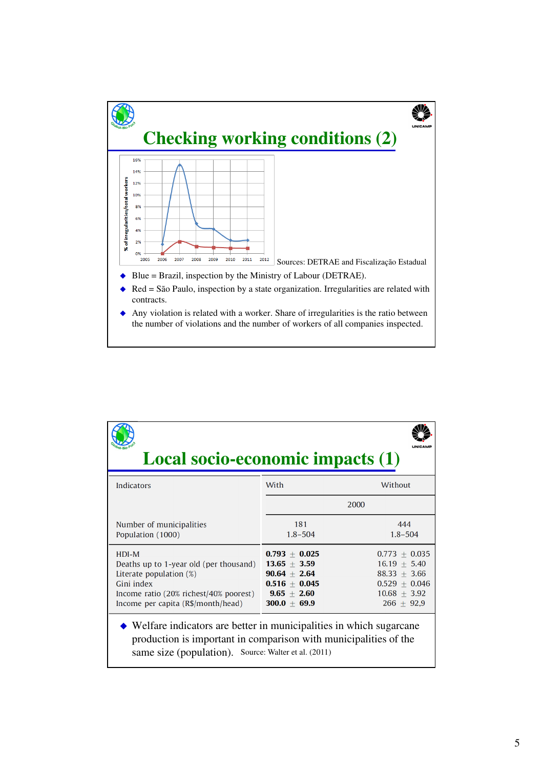## Checking working conditions (2)

Sources: DETRAE and Fiscalização Estadual

- Blue = Brazil, inspection by the Ministry of Labour (DETRAE).
- Red = São Paulo, inspection by a state organization. Irregularities are related with contracts.
- Any violation is related with a worker. Share of irregularities is the ratio between the number of violations and the number of workers of all companies inspected.

## Local socio-economic impacts (1)

| Indicators | With | Without |
|---|---|---|
| | 2000 | |
| Number of municipalities | 181 | 444 |
| Population (1000) | 1.8–504 | 1.8–504 |
| HDI-M | **0.793** ± **0.025** | 0.773 ± 0.035 |
| Deaths up to 1-year old (per thousand) | **13.65** ± **3.59** | 16.19 ± 5.40 |
| Literate population (%) | **90.64** ± **2.64** | 88.33 ± 3.66 |
| Gini index | **0.516** ± **0.045** | 0.529 ± 0.046 |
| Income ratio (20% richest/40% poorest) | **9.65** ± **2.60** | 10.68 ± 3.92 |
| Income per capita (R$/month/head) | **300.0** ± **69.9** | 266 ± 92,9 |

- Welfare indicators are better in municipalities in which sugarcane production is important in comparison with municipalities of the same size (population). Source: Walter et al. (2011)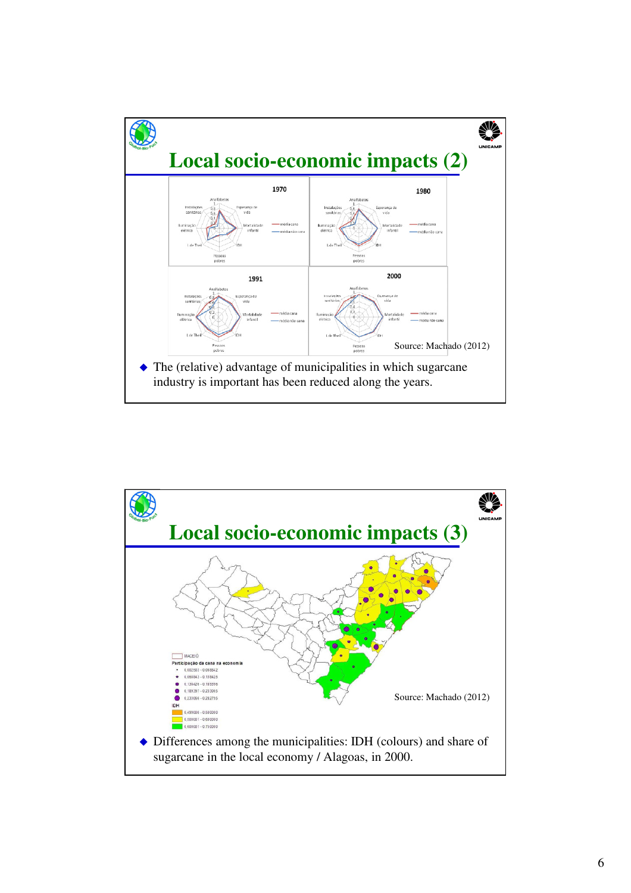## Local socio-economic impacts (2)

Source: Machado (2012)

- The (relative) advantage of municipalities in which sugarcane industry is important has been reduced along the years.

## Local socio-economic impacts (3)

Source: Machado (2012)

- Differences among the municipalities: IDH (colours) and share of sugarcane in the local economy / Alagoas, in 2000.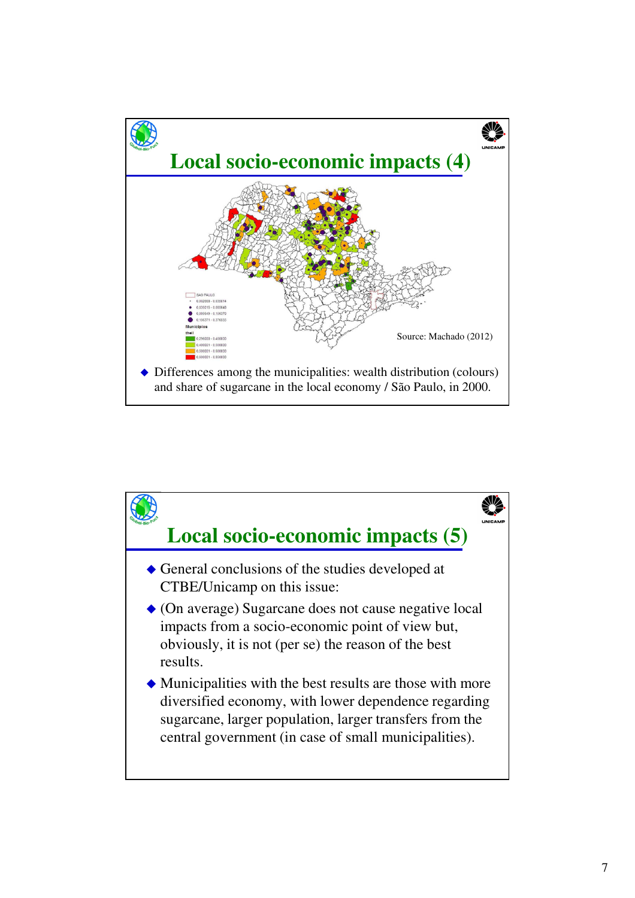## Local socio-economic impacts (4)

Source: Machado (2012)

- Differences among the municipalities: wealth distribution (colours) and share of sugarcane in the local economy / São Paulo, in 2000.

## Local socio-economic impacts (5)

- General conclusions of the studies developed at CTBE/Unicamp on this issue:
- (On average) Sugarcane does not cause negative local impacts from a socio-economic point of view but, obviously, it is not (per se) the reason of the best results.
- Municipalities with the best results are those with more diversified economy, with lower dependence regarding sugarcane, larger population, larger transfers from the central government (in case of small municipalities).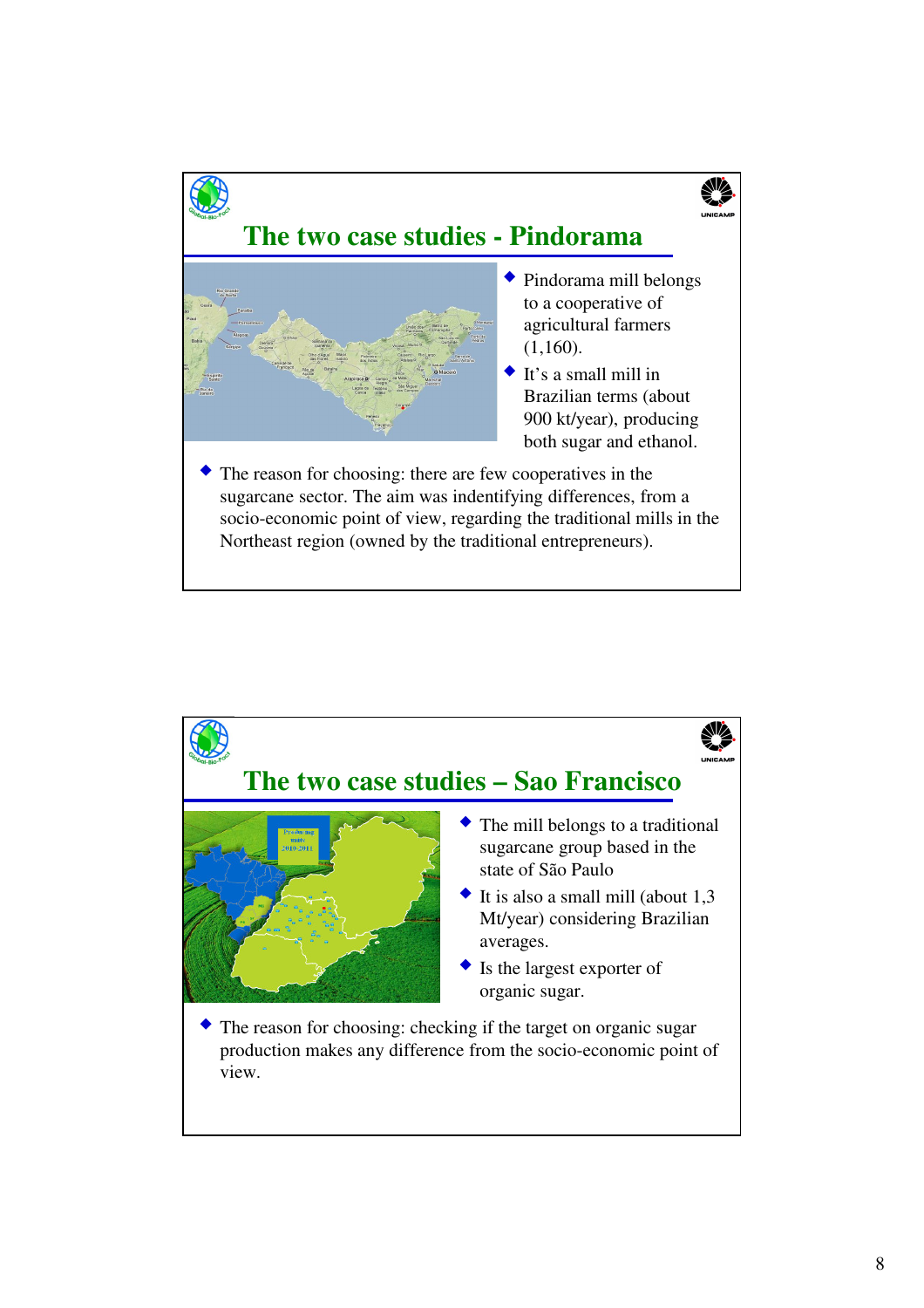## The two case studies - Pindorama

- Pindorama mill belongs to a cooperative of agricultural farmers (1,160).
- It's a small mill in Brazilian terms (about 900 kt/year), producing both sugar and ethanol.
- The reason for choosing: there are few cooperatives in the sugarcane sector. The aim was indentifying differences, from a socio-economic point of view, regarding the traditional mills in the Northeast region (owned by the traditional entrepreneurs).

## The two case studies – Sao Francisco

- The mill belongs to a traditional sugarcane group based in the state of São Paulo
- It is also a small mill (about 1,3 Mt/year) considering Brazilian averages.
- Is the largest exporter of organic sugar.
- The reason for choosing: checking if the target on organic sugar production makes any difference from the socio-economic point of view.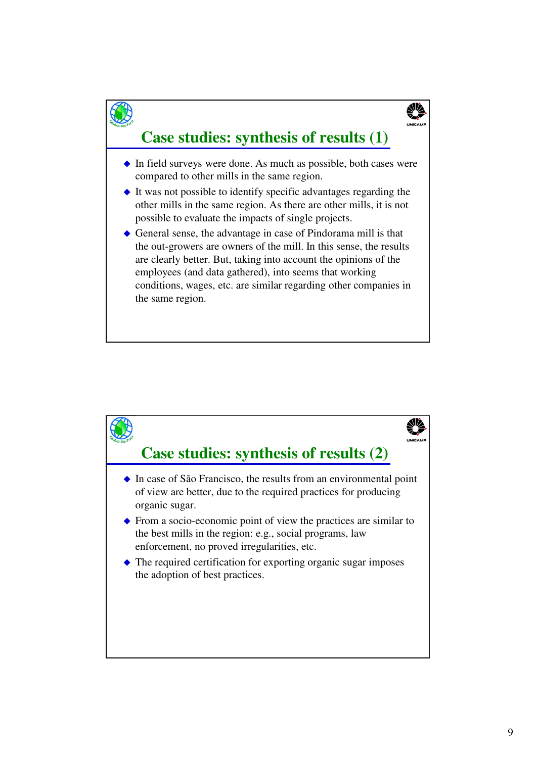## Case studies: synthesis of results (1)

- In field surveys were done. As much as possible, both cases were compared to other mills in the same region.
- It was not possible to identify specific advantages regarding the other mills in the same region. As there are other mills, it is not possible to evaluate the impacts of single projects.
- General sense, the advantage in case of Pindorama mill is that the out-growers are owners of the mill. In this sense, the results are clearly better. But, taking into account the opinions of the employees (and data gathered), into seems that working conditions, wages, etc. are similar regarding other companies in the same region.

## Case studies: synthesis of results (2)

- In case of São Francisco, the results from an environmental point of view are better, due to the required practices for producing organic sugar.
- From a socio-economic point of view the practices are similar to the best mills in the region: e.g., social programs, law enforcement, no proved irregularities, etc.
- The required certification for exporting organic sugar imposes the adoption of best practices.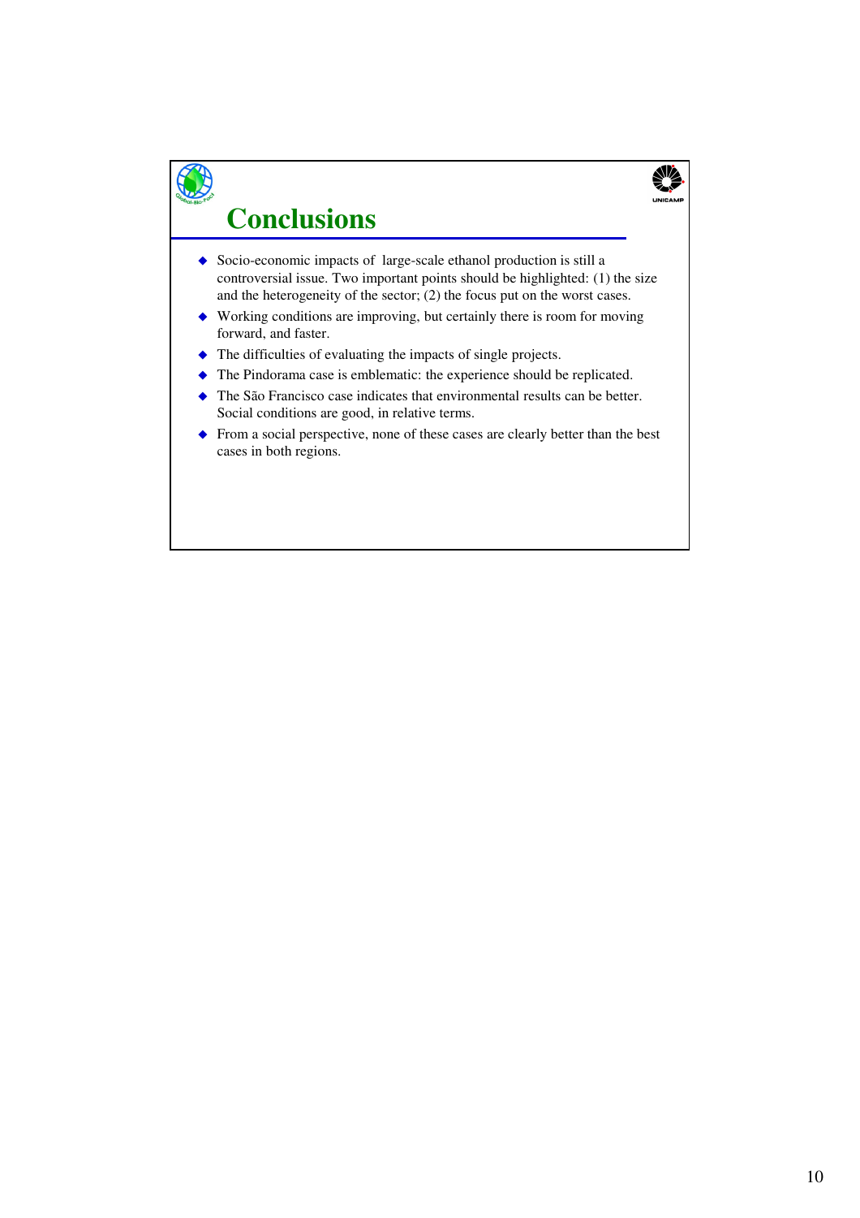# Conclusions

- Socio-economic impacts of large-scale ethanol production is still a controversial issue. Two important points should be highlighted: (1) the size and the heterogeneity of the sector; (2) the focus put on the worst cases.
- Working conditions are improving, but certainly there is room for moving forward, and faster.
- The difficulties of evaluating the impacts of single projects.
- The Pindorama case is emblematic: the experience should be replicated.
- The São Francisco case indicates that environmental results can be better. Social conditions are good, in relative terms.
- From a social perspective, none of these cases are clearly better than the best cases in both regions.